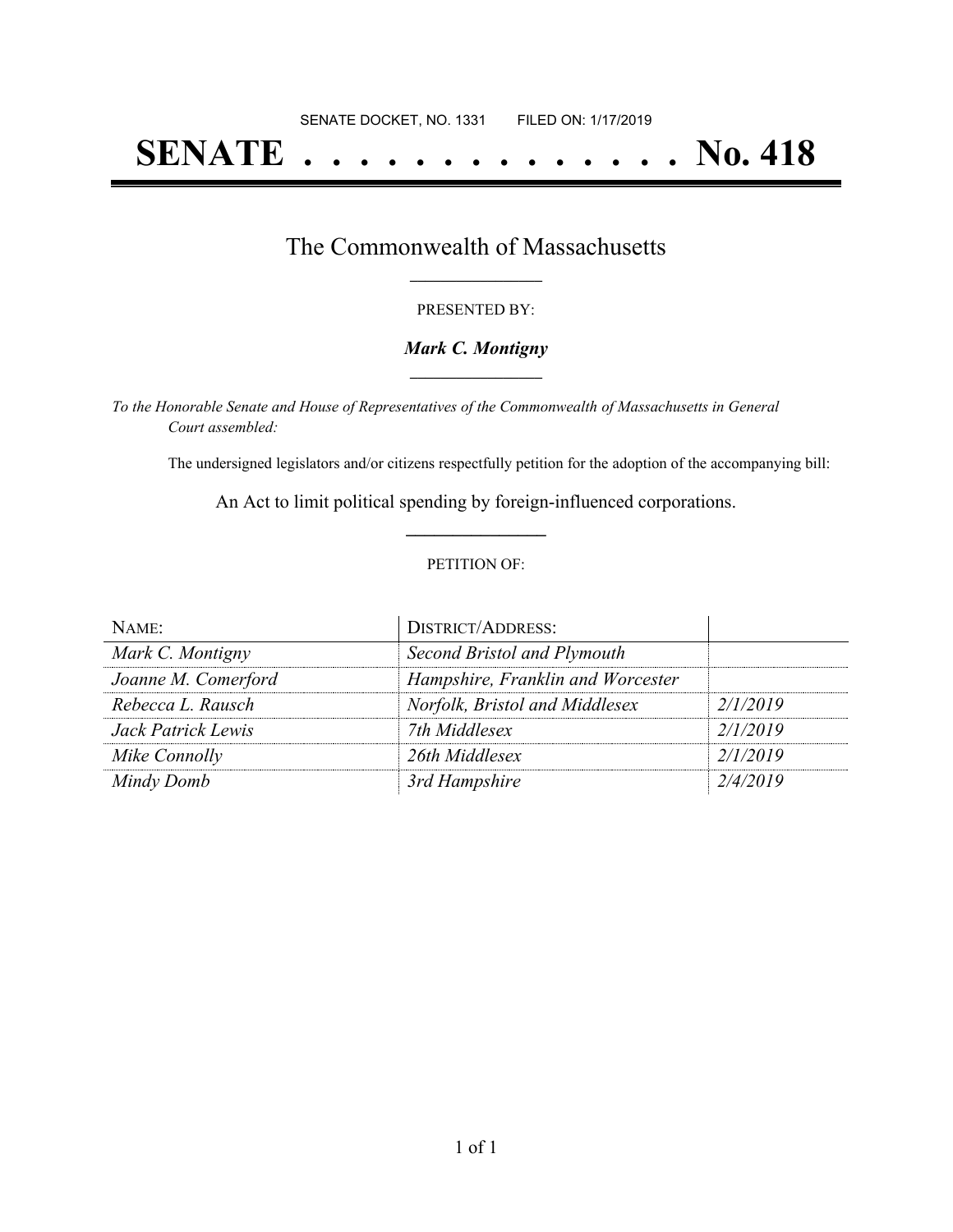SENATE DOCKET, NO. 1331        FILED ON: 1/17/2019

# SENATE . . . . . . . . . . . . . . No. 418

## The Commonwealth of Massachusetts

PRESENTED BY:

***Mark C. Montigny***

*To the Honorable Senate and House of Representatives of the Commonwealth of Massachusetts in General Court assembled:*

The undersigned legislators and/or citizens respectfully petition for the adoption of the accompanying bill:

An Act to limit political spending by foreign-influenced corporations.

PETITION OF:

| NAME: | DISTRICT/ADDRESS: | |
|---|---|---|
| *Mark C. Montigny* | *Second Bristol and Plymouth* | |
| *Joanne M. Comerford* | *Hampshire, Franklin and Worcester* | |
| *Rebecca L. Rausch* | *Norfolk, Bristol and Middlesex* | *2/1/2019* |
| *Jack Patrick Lewis* | *7th Middlesex* | *2/1/2019* |
| *Mike Connolly* | *26th Middlesex* | *2/1/2019* |
| *Mindy Domb* | *3rd Hampshire* | *2/4/2019* |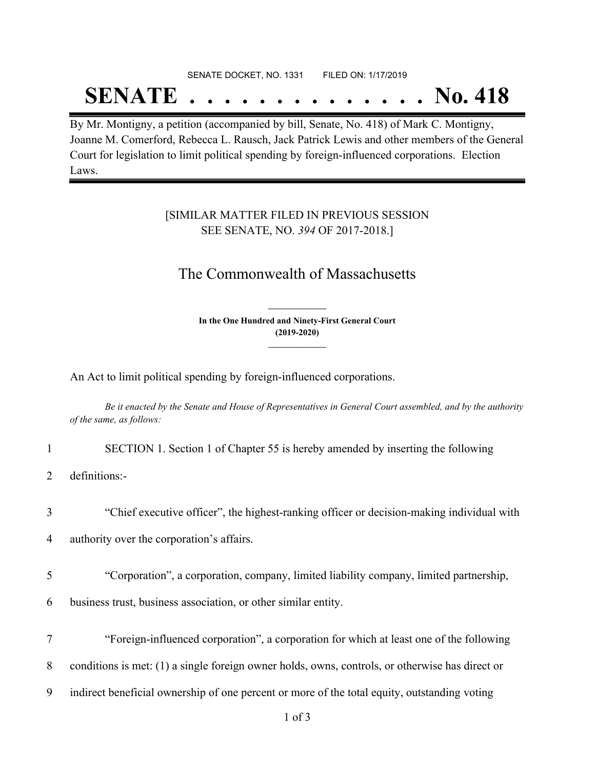SENATE DOCKET, NO. 1331 FILED ON: 1/17/2019

# SENATE . . . . . . . . . . . . . . No. 418

By Mr. Montigny, a petition (accompanied by bill, Senate, No. 418) of Mark C. Montigny, Joanne M. Comerford, Rebecca L. Rausch, Jack Patrick Lewis and other members of the General Court for legislation to limit political spending by foreign-influenced corporations. Election Laws.

[SIMILAR MATTER FILED IN PREVIOUS SESSION SEE SENATE, NO. *394* OF 2017-2018.]

## The Commonwealth of Massachusetts

**In the One Hundred and Ninety-First General Court (2019-2020)**

An Act to limit political spending by foreign-influenced corporations.

*Be it enacted by the Senate and House of Representatives in General Court assembled, and by the authority of the same, as follows:*

1 SECTION 1. Section 1 of Chapter 55 is hereby amended by inserting the following
2 definitions:-

3 "Chief executive officer", the highest-ranking officer or decision-making individual with
4 authority over the corporation's affairs.

5 "Corporation", a corporation, company, limited liability company, limited partnership,
6 business trust, business association, or other similar entity.

7 "Foreign-influenced corporation", a corporation for which at least one of the following
8 conditions is met: (1) a single foreign owner holds, owns, controls, or otherwise has direct or
9 indirect beneficial ownership of one percent or more of the total equity, outstanding voting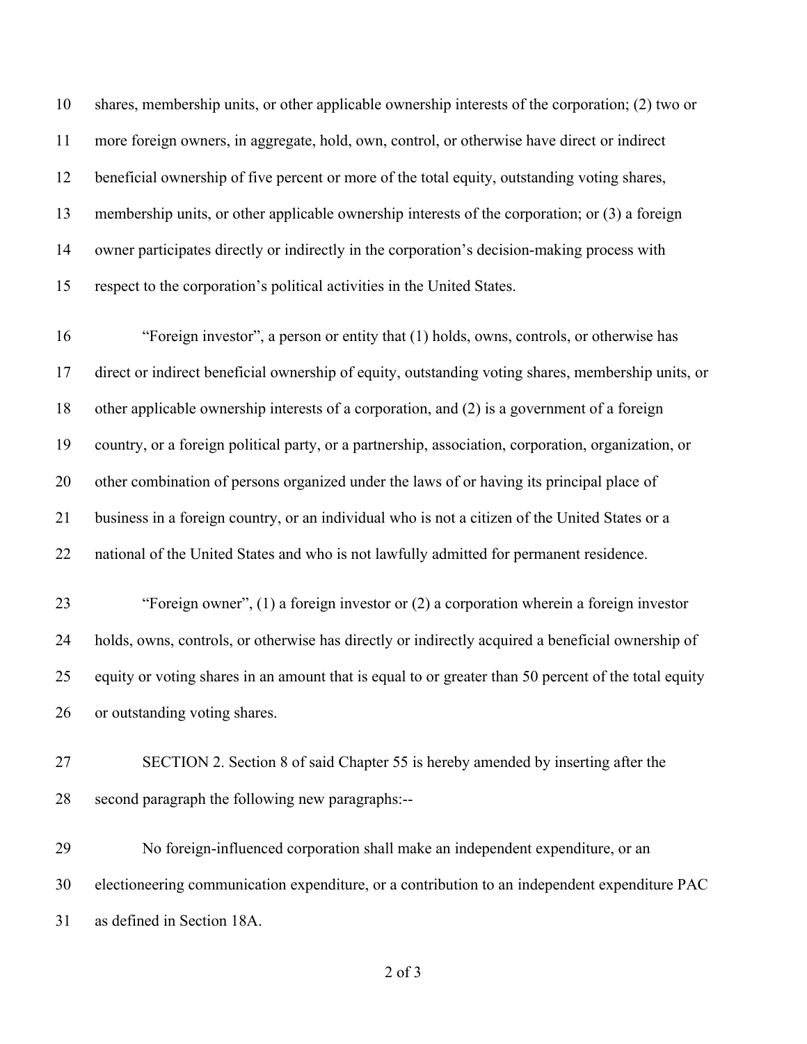shares, membership units, or other applicable ownership interests of the corporation; (2) two or more foreign owners, in aggregate, hold, own, control, or otherwise have direct or indirect beneficial ownership of five percent or more of the total equity, outstanding voting shares, membership units, or other applicable ownership interests of the corporation; or (3) a foreign owner participates directly or indirectly in the corporation's decision-making process with respect to the corporation's political activities in the United States.

"Foreign investor", a person or entity that (1) holds, owns, controls, or otherwise has direct or indirect beneficial ownership of equity, outstanding voting shares, membership units, or other applicable ownership interests of a corporation, and (2) is a government of a foreign country, or a foreign political party, or a partnership, association, corporation, organization, or other combination of persons organized under the laws of or having its principal place of business in a foreign country, or an individual who is not a citizen of the United States or a national of the United States and who is not lawfully admitted for permanent residence.

"Foreign owner", (1) a foreign investor or (2) a corporation wherein a foreign investor holds, owns, controls, or otherwise has directly or indirectly acquired a beneficial ownership of equity or voting shares in an amount that is equal to or greater than 50 percent of the total equity or outstanding voting shares.

SECTION 2. Section 8 of said Chapter 55 is hereby amended by inserting after the second paragraph the following new paragraphs:--

No foreign-influenced corporation shall make an independent expenditure, or an electioneering communication expenditure, or a contribution to an independent expenditure PAC as defined in Section 18A.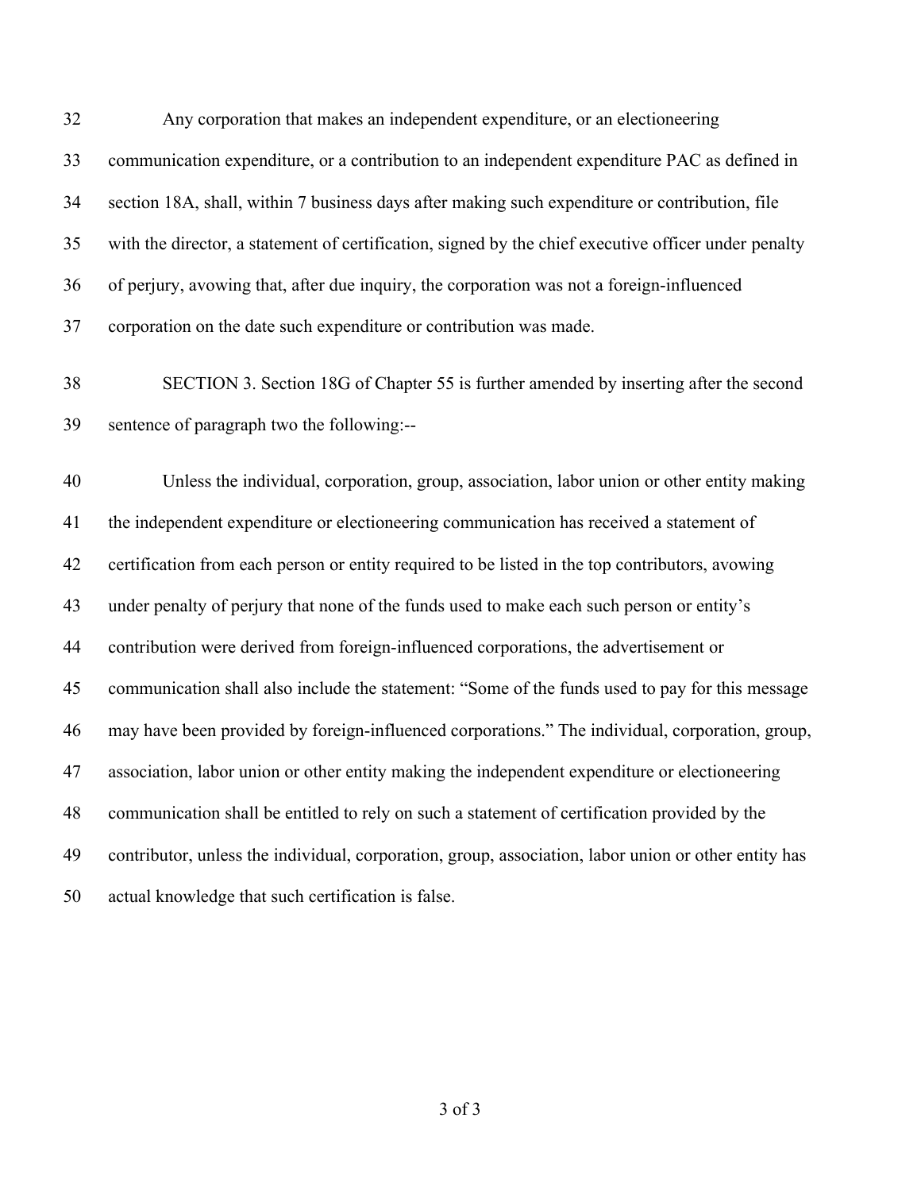Any corporation that makes an independent expenditure, or an electioneering communication expenditure, or a contribution to an independent expenditure PAC as defined in section 18A, shall, within 7 business days after making such expenditure or contribution, file with the director, a statement of certification, signed by the chief executive officer under penalty of perjury, avowing that, after due inquiry, the corporation was not a foreign-influenced corporation on the date such expenditure or contribution was made.

SECTION 3. Section 18G of Chapter 55 is further amended by inserting after the second sentence of paragraph two the following:--

Unless the individual, corporation, group, association, labor union or other entity making the independent expenditure or electioneering communication has received a statement of certification from each person or entity required to be listed in the top contributors, avowing under penalty of perjury that none of the funds used to make each such person or entity's contribution were derived from foreign-influenced corporations, the advertisement or communication shall also include the statement: "Some of the funds used to pay for this message may have been provided by foreign-influenced corporations." The individual, corporation, group, association, labor union or other entity making the independent expenditure or electioneering communication shall be entitled to rely on such a statement of certification provided by the contributor, unless the individual, corporation, group, association, labor union or other entity has actual knowledge that such certification is false.